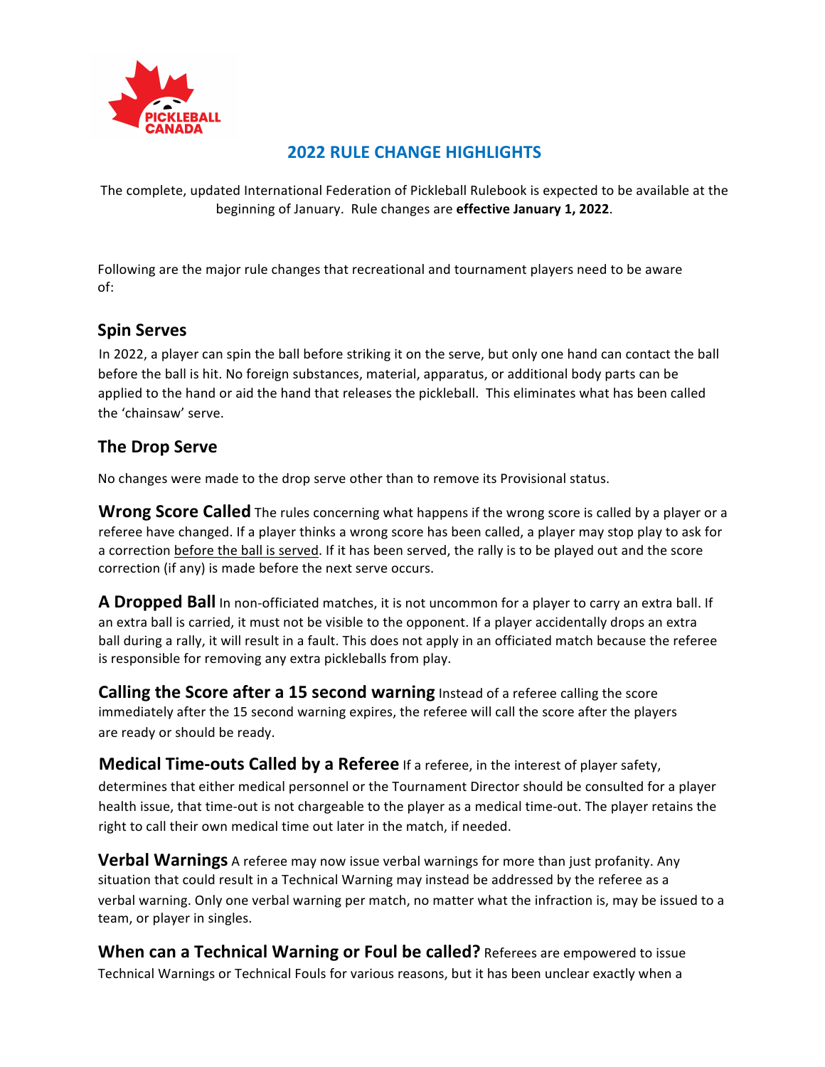# 2022 RULE CHANGE HIGHLIGHTS

The complete, updated International Federation of Pickleball Rulebook is expected to be available at the beginning of January. Rule changes are **effective January 1, 2022**.

Following are the major rule changes that recreational and tournament players need to be aware of:

## Spin Serves

In 2022, a player can spin the ball before striking it on the serve, but only one hand can contact the ball before the ball is hit. No foreign substances, material, apparatus, or additional body parts can be applied to the hand or aid the hand that releases the pickleball. This eliminates what has been called the 'chainsaw' serve.

## The Drop Serve

No changes were made to the drop serve other than to remove its Provisional status.

**Wrong Score Called** The rules concerning what happens if the wrong score is called by a player or a referee have changed. If a player thinks a wrong score has been called, a player may stop play to ask for a correction before the ball is served. If it has been served, the rally is to be played out and the score correction (if any) is made before the next serve occurs.

**A Dropped Ball** In non-officiated matches, it is not uncommon for a player to carry an extra ball. If an extra ball is carried, it must not be visible to the opponent. If a player accidentally drops an extra ball during a rally, it will result in a fault. This does not apply in an officiated match because the referee is responsible for removing any extra pickleballs from play.

**Calling the Score after a 15 second warning** Instead of a referee calling the score immediately after the 15 second warning expires, the referee will call the score after the players are ready or should be ready.

**Medical Time-outs Called by a Referee** If a referee, in the interest of player safety, determines that either medical personnel or the Tournament Director should be consulted for a player health issue, that time-out is not chargeable to the player as a medical time-out. The player retains the right to call their own medical time out later in the match, if needed.

**Verbal Warnings** A referee may now issue verbal warnings for more than just profanity. Any situation that could result in a Technical Warning may instead be addressed by the referee as a verbal warning. Only one verbal warning per match, no matter what the infraction is, may be issued to a team, or player in singles.

**When can a Technical Warning or Foul be called?** Referees are empowered to issue Technical Warnings or Technical Fouls for various reasons, but it has been unclear exactly when a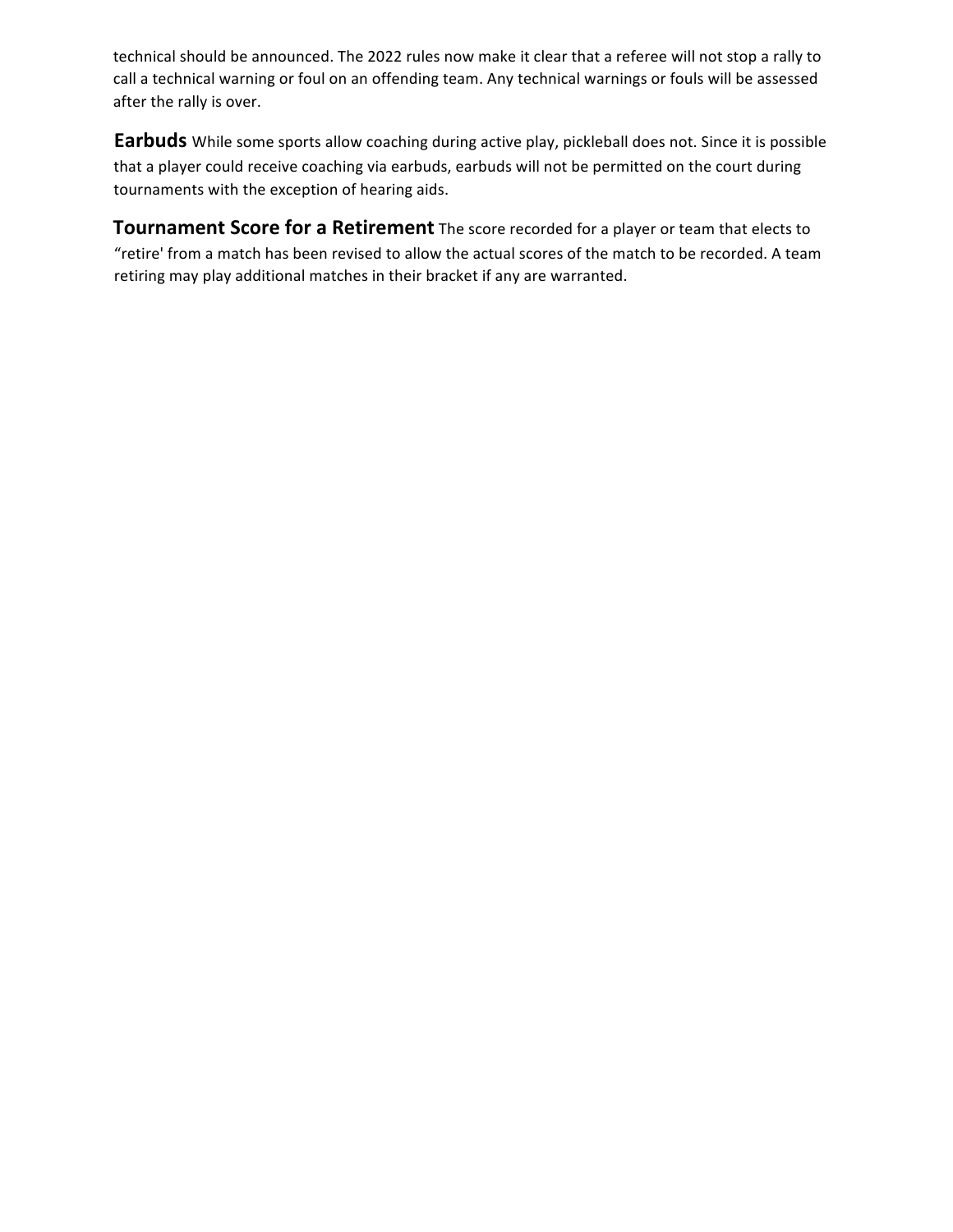technical should be announced. The 2022 rules now make it clear that a referee will not stop a rally to call a technical warning or foul on an offending team. Any technical warnings or fouls will be assessed after the rally is over.

**Earbuds** While some sports allow coaching during active play, pickleball does not. Since it is possible that a player could receive coaching via earbuds, earbuds will not be permitted on the court during tournaments with the exception of hearing aids.

**Tournament Score for a Retirement** The score recorded for a player or team that elects to "retire' from a match has been revised to allow the actual scores of the match to be recorded. A team retiring may play additional matches in their bracket if any are warranted.